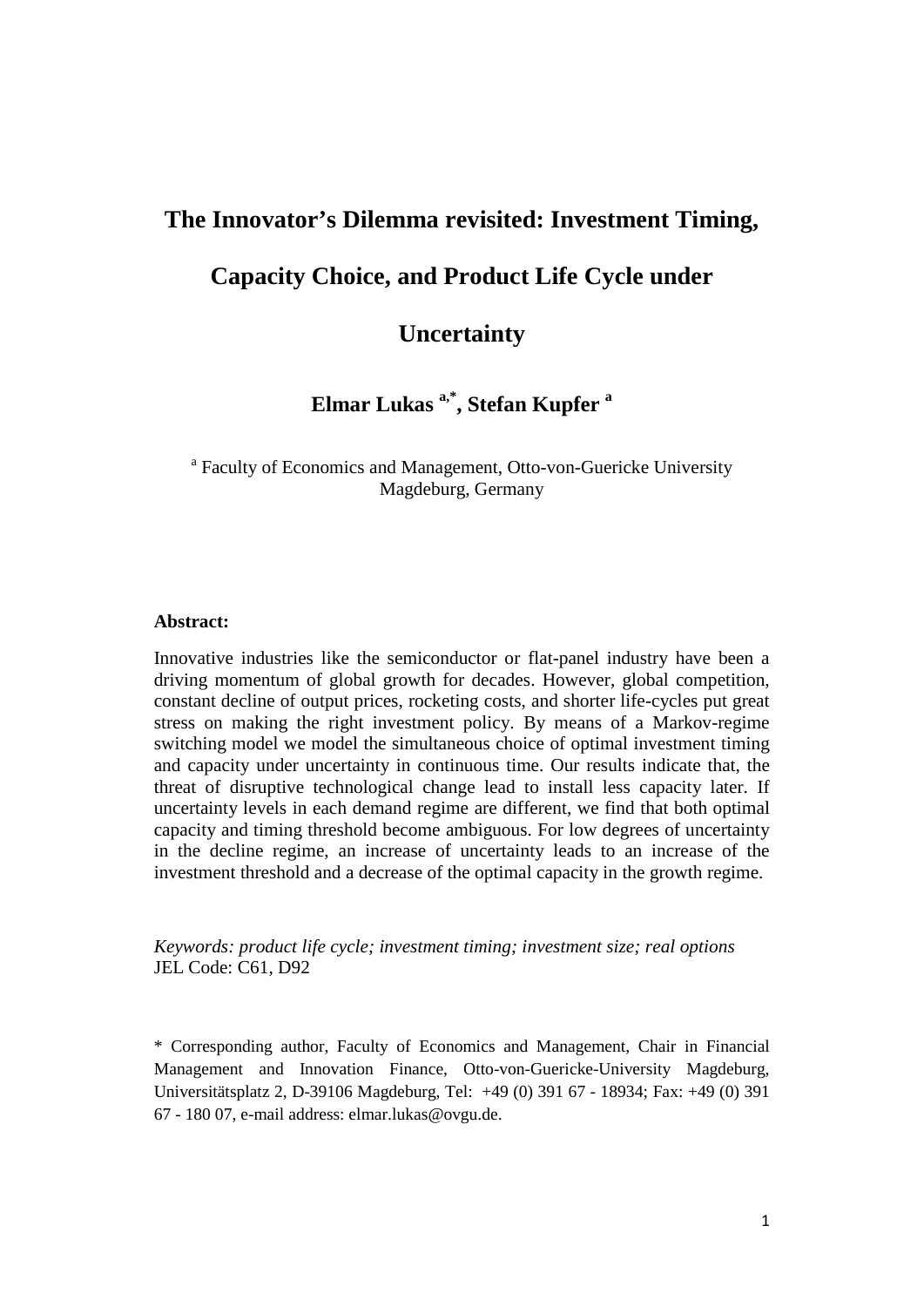# The Innovator's Dilemma revisited: Investment Timing, Capacity Choice, and Product Life Cycle under Uncertainty

**Elmar Lukas [a,*], Stefan Kupfer [a]**

[a] Faculty of Economics and Management, Otto-von-Guericke University Magdeburg, Germany

**Abstract:**

Innovative industries like the semiconductor or flat-panel industry have been a driving momentum of global growth for decades. However, global competition, constant decline of output prices, rocketing costs, and shorter life-cycles put great stress on making the right investment policy. By means of a Markov-regime switching model we model the simultaneous choice of optimal investment timing and capacity under uncertainty in continuous time. Our results indicate that, the threat of disruptive technological change lead to install less capacity later. If uncertainty levels in each demand regime are different, we find that both optimal capacity and timing threshold become ambiguous. For low degrees of uncertainty in the decline regime, an increase of uncertainty leads to an increase of the investment threshold and a decrease of the optimal capacity in the growth regime.

*Keywords: product life cycle; investment timing; investment size; real options*
JEL Code: C61, D92

\* Corresponding author, Faculty of Economics and Management, Chair in Financial Management and Innovation Finance, Otto-von-Guericke-University Magdeburg, Universitätsplatz 2, D-39106 Magdeburg, Tel: +49 (0) 391 67 - 18934; Fax: +49 (0) 391 67 - 180 07, e-mail address: elmar.lukas@ovgu.de.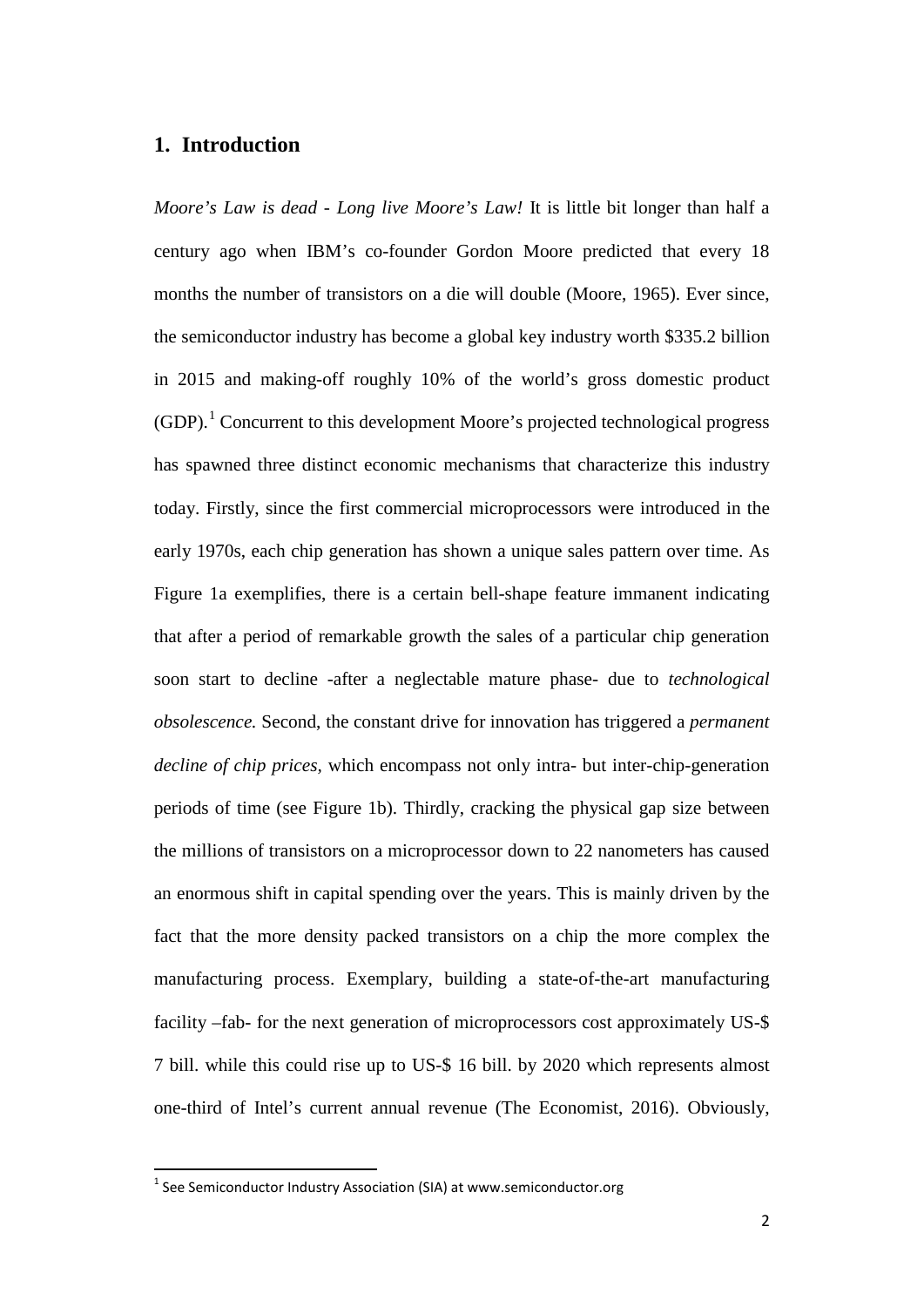## 1. Introduction

*Moore's Law is dead - Long live Moore's Law!* It is little bit longer than half a century ago when IBM's co-founder Gordon Moore predicted that every 18 months the number of transistors on a die will double (Moore, 1965). Ever since, the semiconductor industry has become a global key industry worth $335.2 billion in 2015 and making-off roughly 10% of the world's gross domestic product (GDP).[1] Concurrent to this development Moore's projected technological progress has spawned three distinct economic mechanisms that characterize this industry today. Firstly, since the first commercial microprocessors were introduced in the early 1970s, each chip generation has shown a unique sales pattern over time. As Figure 1a exemplifies, there is a certain bell-shape feature immanent indicating that after a period of remarkable growth the sales of a particular chip generation soon start to decline -after a neglectable mature phase- due to *technological obsolescence.* Second, the constant drive for innovation has triggered a *permanent decline of chip prices,* which encompass not only intra- but inter-chip-generation periods of time (see Figure 1b). Thirdly, cracking the physical gap size between the millions of transistors on a microprocessor down to 22 nanometers has caused an enormous shift in capital spending over the years. This is mainly driven by the fact that the more density packed transistors on a chip the more complex the manufacturing process. Exemplary, building a state-of-the-art manufacturing facility –fab- for the next generation of microprocessors cost approximately US-$ 7 bill. while this could rise up to US-$ 16 bill. by 2020 which represents almost one-third of Intel's current annual revenue (The Economist, 2016). Obviously,

[1] See Semiconductor Industry Association (SIA) at www.semiconductor.org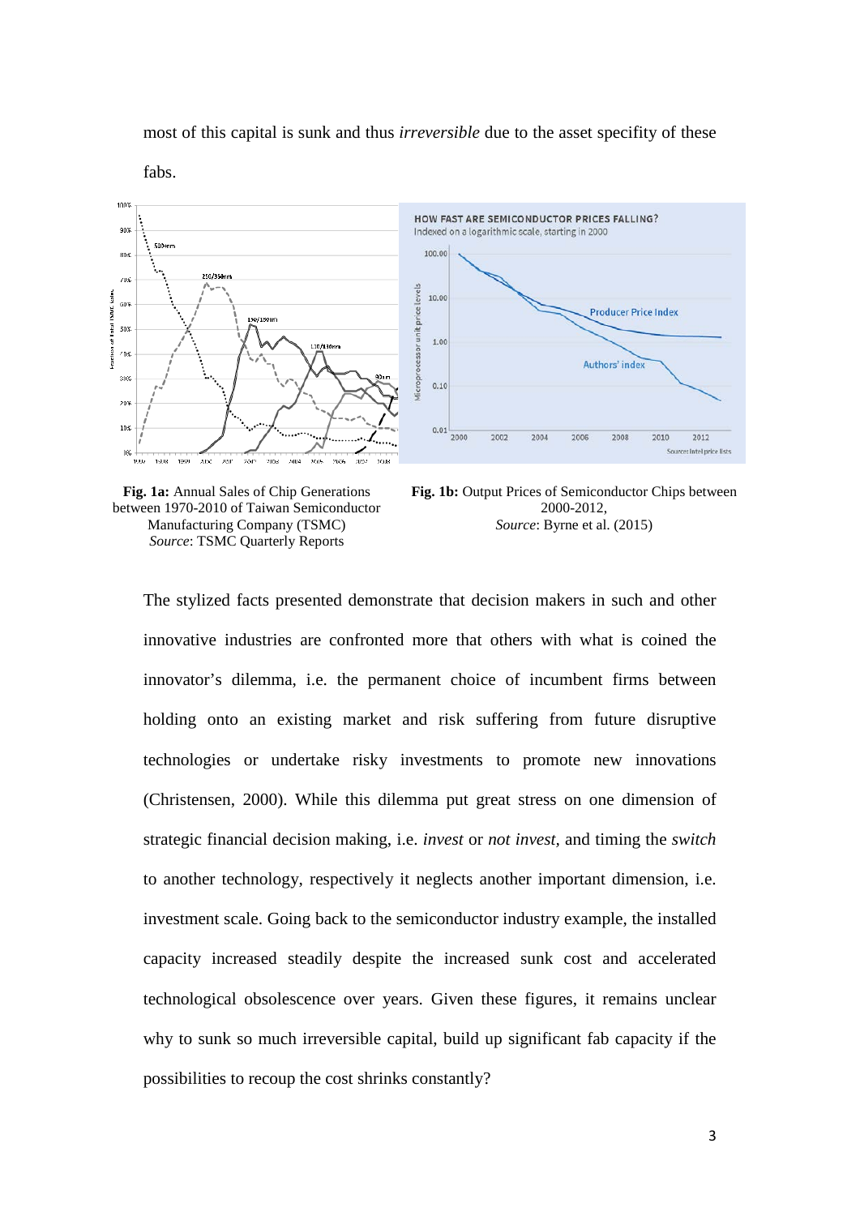most of this capital is sunk and thus *irreversible* due to the asset specifity of these fabs.

**Fig. 1a:** Annual Sales of Chip Generations between 1970-2010 of Taiwan Semiconductor Manufacturing Company (TSMC)
*Source*: TSMC Quarterly Reports

**Fig. 1b:** Output Prices of Semiconductor Chips between 2000-2012,
*Source*: Byrne et al. (2015)

The stylized facts presented demonstrate that decision makers in such and other innovative industries are confronted more that others with what is coined the innovator's dilemma, i.e. the permanent choice of incumbent firms between holding onto an existing market and risk suffering from future disruptive technologies or undertake risky investments to promote new innovations (Christensen, 2000). While this dilemma put great stress on one dimension of strategic financial decision making, i.e. *invest* or *not invest*, and timing the *switch* to another technology, respectively it neglects another important dimension, i.e. investment scale. Going back to the semiconductor industry example, the installed capacity increased steadily despite the increased sunk cost and accelerated technological obsolescence over years. Given these figures, it remains unclear why to sunk so much irreversible capital, build up significant fab capacity if the possibilities to recoup the cost shrinks constantly?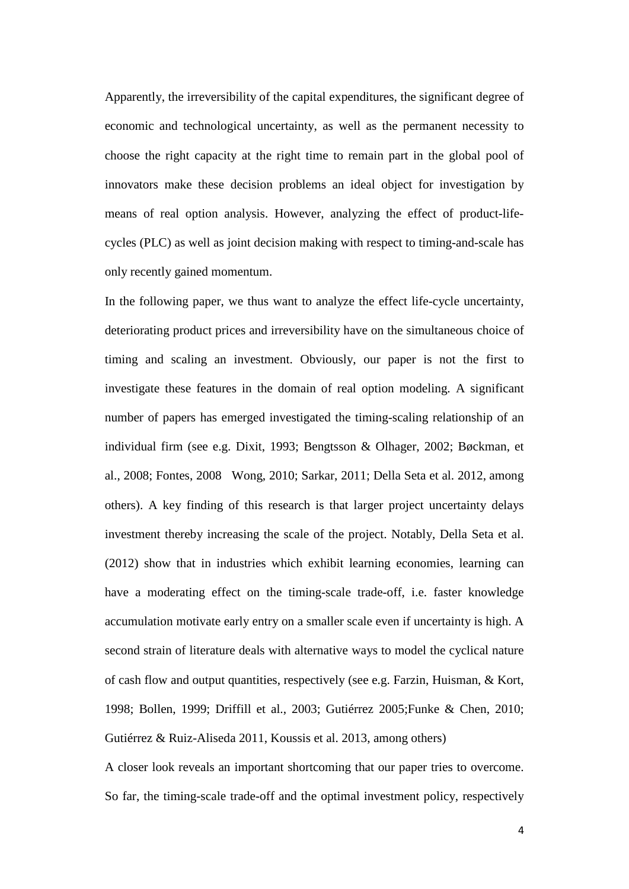Apparently, the irreversibility of the capital expenditures, the significant degree of economic and technological uncertainty, as well as the permanent necessity to choose the right capacity at the right time to remain part in the global pool of innovators make these decision problems an ideal object for investigation by means of real option analysis. However, analyzing the effect of product-life-cycles (PLC) as well as joint decision making with respect to timing-and-scale has only recently gained momentum.

In the following paper, we thus want to analyze the effect life-cycle uncertainty, deteriorating product prices and irreversibility have on the simultaneous choice of timing and scaling an investment. Obviously, our paper is not the first to investigate these features in the domain of real option modeling. A significant number of papers has emerged investigated the timing-scaling relationship of an individual firm (see e.g. Dixit, 1993; Bengtsson & Olhager, 2002; Bøckman, et al., 2008; Fontes, 2008 Wong, 2010; Sarkar, 2011; Della Seta et al. 2012, among others). A key finding of this research is that larger project uncertainty delays investment thereby increasing the scale of the project. Notably, Della Seta et al. (2012) show that in industries which exhibit learning economies, learning can have a moderating effect on the timing-scale trade-off, i.e. faster knowledge accumulation motivate early entry on a smaller scale even if uncertainty is high. A second strain of literature deals with alternative ways to model the cyclical nature of cash flow and output quantities, respectively (see e.g. Farzin, Huisman, & Kort, 1998; Bollen, 1999; Driffill et al., 2003; Gutiérrez 2005;Funke & Chen, 2010; Gutiérrez & Ruiz-Aliseda 2011, Koussis et al. 2013, among others)

A closer look reveals an important shortcoming that our paper tries to overcome. So far, the timing-scale trade-off and the optimal investment policy, respectively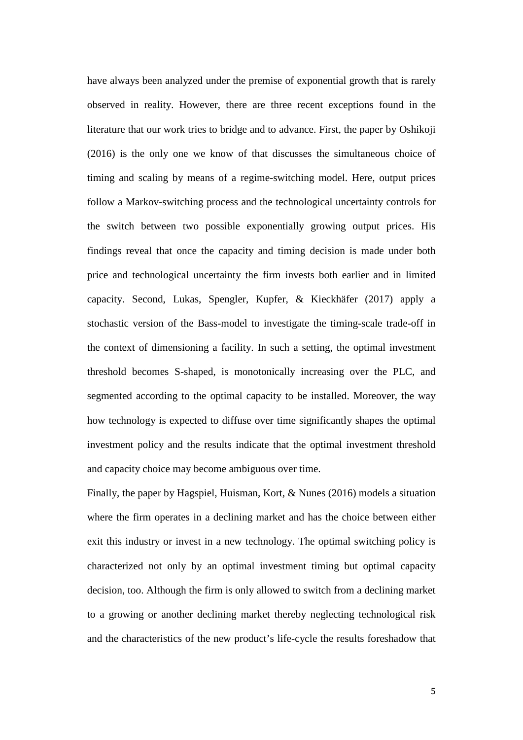have always been analyzed under the premise of exponential growth that is rarely observed in reality. However, there are three recent exceptions found in the literature that our work tries to bridge and to advance. First, the paper by Oshikoji (2016) is the only one we know of that discusses the simultaneous choice of timing and scaling by means of a regime-switching model. Here, output prices follow a Markov-switching process and the technological uncertainty controls for the switch between two possible exponentially growing output prices. His findings reveal that once the capacity and timing decision is made under both price and technological uncertainty the firm invests both earlier and in limited capacity. Second, Lukas, Spengler, Kupfer, & Kieckhäfer (2017) apply a stochastic version of the Bass-model to investigate the timing-scale trade-off in the context of dimensioning a facility. In such a setting, the optimal investment threshold becomes S-shaped, is monotonically increasing over the PLC, and segmented according to the optimal capacity to be installed. Moreover, the way how technology is expected to diffuse over time significantly shapes the optimal investment policy and the results indicate that the optimal investment threshold and capacity choice may become ambiguous over time.

Finally, the paper by Hagspiel, Huisman, Kort, & Nunes (2016) models a situation where the firm operates in a declining market and has the choice between either exit this industry or invest in a new technology. The optimal switching policy is characterized not only by an optimal investment timing but optimal capacity decision, too. Although the firm is only allowed to switch from a declining market to a growing or another declining market thereby neglecting technological risk and the characteristics of the new product's life-cycle the results foreshadow that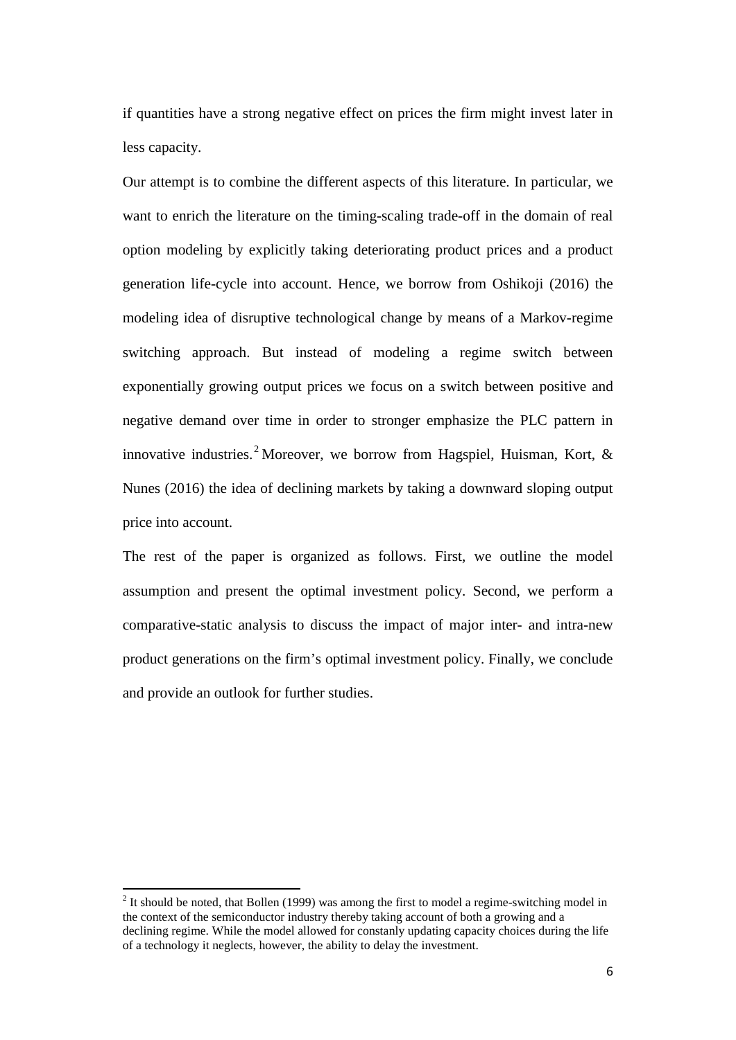if quantities have a strong negative effect on prices the firm might invest later in less capacity.

Our attempt is to combine the different aspects of this literature. In particular, we want to enrich the literature on the timing-scaling trade-off in the domain of real option modeling by explicitly taking deteriorating product prices and a product generation life-cycle into account. Hence, we borrow from Oshikoji (2016) the modeling idea of disruptive technological change by means of a Markov-regime switching approach. But instead of modeling a regime switch between exponentially growing output prices we focus on a switch between positive and negative demand over time in order to stronger emphasize the PLC pattern in innovative industries.[2] Moreover, we borrow from Hagspiel, Huisman, Kort, & Nunes (2016) the idea of declining markets by taking a downward sloping output price into account.

The rest of the paper is organized as follows. First, we outline the model assumption and present the optimal investment policy. Second, we perform a comparative-static analysis to discuss the impact of major inter- and intra-new product generations on the firm's optimal investment policy. Finally, we conclude and provide an outlook for further studies.

[2] It should be noted, that Bollen (1999) was among the first to model a regime-switching model in the context of the semiconductor industry thereby taking account of both a growing and a declining regime. While the model allowed for constanly updating capacity choices during the life of a technology it neglects, however, the ability to delay the investment.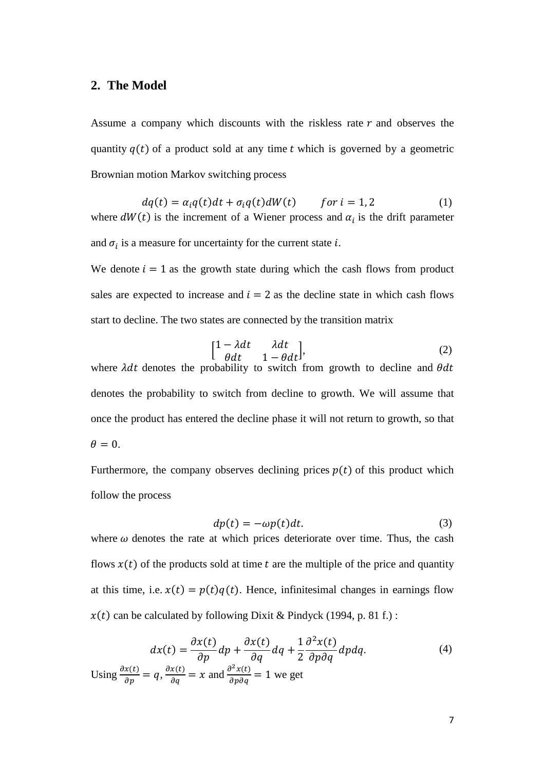## 2. The Model

Assume a company which discounts with the riskless rate $r$ and observes the quantity $q(t)$ of a product sold at any time $t$ which is governed by a geometric Brownian motion Markov switching process

$$dq(t) = \alpha_i q(t)dt + \sigma_i q(t)dW(t) \qquad for\ i = 1, 2 \tag{1}$$

where $dW(t)$ is the increment of a Wiener process and $\alpha_i$ is the drift parameter and $\sigma_i$ is a measure for uncertainty for the current state $i$.

We denote $i = 1$ as the growth state during which the cash flows from product sales are expected to increase and $i = 2$ as the decline state in which cash flows start to decline. The two states are connected by the transition matrix

$$\begin{bmatrix} 1 - \lambda dt & \lambda dt \\ \theta dt & 1 - \theta dt \end{bmatrix}, \tag{2}$$

where $\lambda dt$ denotes the probability to switch from growth to decline and $\theta dt$ denotes the probability to switch from decline to growth. We will assume that once the product has entered the decline phase it will not return to growth, so that $\theta = 0$.

Furthermore, the company observes declining prices $p(t)$ of this product which follow the process

$$dp(t) = -\omega p(t)dt. \tag{3}$$

where $\omega$ denotes the rate at which prices deteriorate over time. Thus, the cash flows $x(t)$ of the products sold at time $t$ are the multiple of the price and quantity at this time, i.e. $x(t) = p(t)q(t)$. Hence, infinitesimal changes in earnings flow $x(t)$ can be calculated by following Dixit & Pindyck (1994, p. 81 f.) :

$$dx(t) = \frac{\partial x(t)}{\partial p}dp + \frac{\partial x(t)}{\partial q}dq + \frac{1}{2}\frac{\partial^2 x(t)}{\partial p \partial q}dpdq. \tag{4}$$

Using $\frac{\partial x(t)}{\partial p} = q$, $\frac{\partial x(t)}{\partial q} = x$ and $\frac{\partial^2 x(t)}{\partial p \partial q} = 1$ we get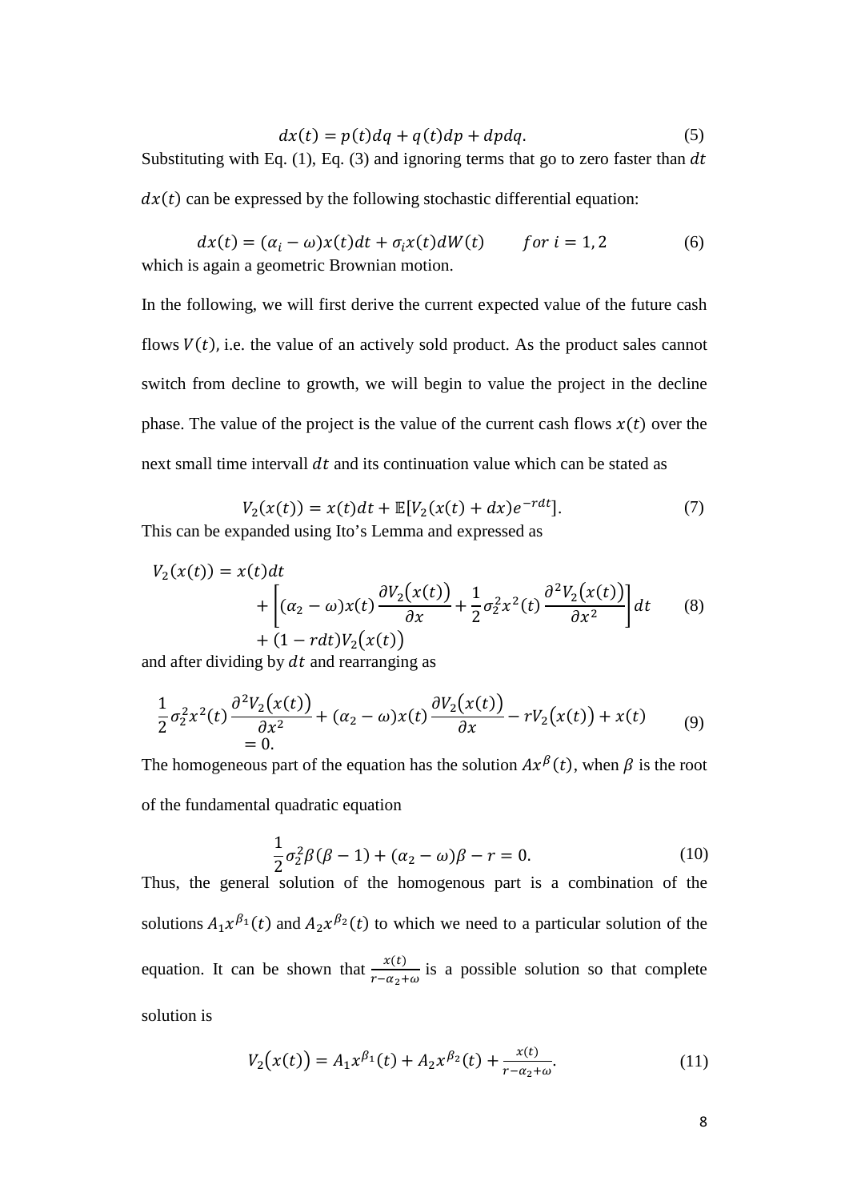$$dx(t) = p(t)dq + q(t)dp + dpdq. \tag{5}$$

Substituting with Eq. (1), Eq. (3) and ignoring terms that go to zero faster than $dt$ $dx(t)$ can be expressed by the following stochastic differential equation:

$$dx(t) = (\alpha_i - \omega)x(t)dt + \sigma_i x(t)dW(t) \qquad for\ i = 1, 2 \tag{6}$$

which is again a geometric Brownian motion.

In the following, we will first derive the current expected value of the future cash flows $V(t)$, i.e. the value of an actively sold product. As the product sales cannot switch from decline to growth, we will begin to value the project in the decline phase. The value of the project is the value of the current cash flows $x(t)$ over the next small time intervall $dt$ and its continuation value which can be stated as

$$V_2(x(t)) = x(t)dt + \mathbb{E}[V_2(x(t) + dx)e^{-rdt}]. \tag{7}$$

This can be expanded using Ito's Lemma and expressed as

$$\begin{aligned} V_2(x(t)) = x(t)dt \\ + \left[(\alpha_2 - \omega)x(t)\frac{\partial V_2(x(t))}{\partial x} + \frac{1}{2}\sigma_2^2 x^2(t)\frac{\partial^2 V_2(x(t))}{\partial x^2}\right]dt \\ + (1 - rdt)V_2(x(t)) \end{aligned} \tag{8}$$

and after dividing by $dt$ and rearranging as

$$\begin{aligned} \frac{1}{2}\sigma_2^2 x^2(t)\frac{\partial^2 V_2(x(t))}{\partial x^2} + (\alpha_2 - \omega)x(t)\frac{\partial V_2(x(t))}{\partial x} - rV_2(x(t)) + x(t) \\ = 0. \end{aligned} \tag{9}$$

The homogeneous part of the equation has the solution $Ax^{\beta}(t)$, when $\beta$ is the root of the fundamental quadratic equation

$$\frac{1}{2}\sigma_2^2\beta(\beta - 1) + (\alpha_2 - \omega)\beta - r = 0. \tag{10}$$

Thus, the general solution of the homogenous part is a combination of the solutions $A_1 x^{\beta_1}(t)$ and $A_2 x^{\beta_2}(t)$ to which we need to a particular solution of the equation. It can be shown that $\frac{x(t)}{r - \alpha_2 + \omega}$ is a possible solution so that complete solution is

$$V_2(x(t)) = A_1 x^{\beta_1}(t) + A_2 x^{\beta_2}(t) + \frac{x(t)}{r - \alpha_2 + \omega}. \tag{11}$$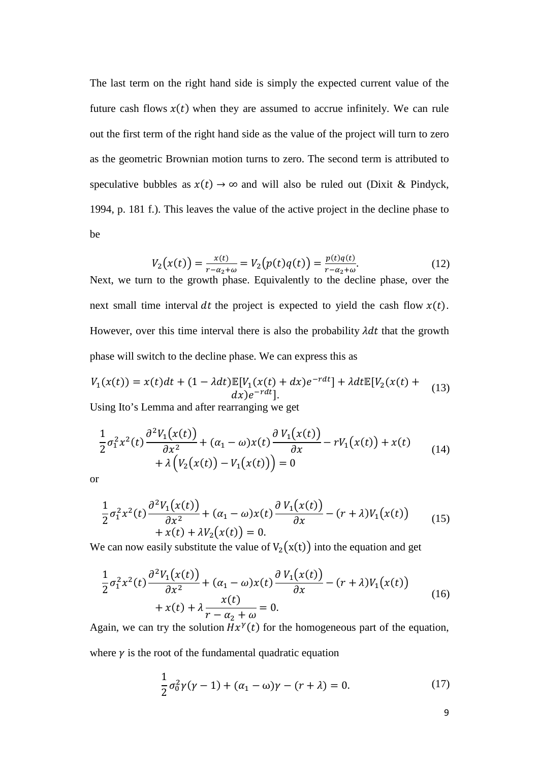The last term on the right hand side is simply the expected current value of the future cash flows $x(t)$ when they are assumed to accrue infinitely. We can rule out the first term of the right hand side as the value of the project will turn to zero as the geometric Brownian motion turns to zero. The second term is attributed to speculative bubbles as $x(t) \to \infty$ and will also be ruled out (Dixit & Pindyck, 1994, p. 181 f.). This leaves the value of the active project in the decline phase to be

$$V_2\big(x(t)\big) = \frac{x(t)}{r-\alpha_2+\omega} = V_2\big(p(t)q(t)\big) = \frac{p(t)q(t)}{r-\alpha_2+\omega}. \tag{12}$$

Next, we turn to the growth phase. Equivalently to the decline phase, over the next small time interval $dt$ the project is expected to yield the cash flow $x(t)$. However, over this time interval there is also the probability $\lambda dt$ that the growth phase will switch to the decline phase. We can express this as

$$V_1(x(t)) = x(t)dt + (1-\lambda dt)\mathbb{E}[V_1(x(t)+dx)e^{-rdt}] + \lambda dt\mathbb{E}[V_2(x(t)+dx)e^{-rdt}]. \tag{13}$$

Using Ito's Lemma and after rearranging we get

$$\frac{1}{2}\sigma_1^2 x^2(t)\frac{\partial^2 V_1\big(x(t)\big)}{\partial x^2} + (\alpha_1-\omega)x(t)\frac{\partial V_1\big(x(t)\big)}{\partial x} - rV_1\big(x(t)\big) + x(t) + \lambda\Big(V_2\big(x(t)\big) - V_1\big(x(t)\big)\Big) = 0 \tag{14}$$

or

$$\frac{1}{2}\sigma_1^2 x^2(t)\frac{\partial^2 V_1\big(x(t)\big)}{\partial x^2} + (\alpha_1-\omega)x(t)\frac{\partial V_1\big(x(t)\big)}{\partial x} - (r+\lambda)V_1\big(x(t)\big) + x(t) + \lambda V_2\big(x(t)\big) = 0. \tag{15}$$

We can now easily substitute the value of $V_2\big(x(t)\big)$ into the equation and get

$$\frac{1}{2}\sigma_1^2 x^2(t)\frac{\partial^2 V_1\big(x(t)\big)}{\partial x^2} + (\alpha_1-\omega)x(t)\frac{\partial V_1\big(x(t)\big)}{\partial x} - (r+\lambda)V_1\big(x(t)\big) + x(t) + \lambda\frac{x(t)}{r-\alpha_2+\omega} = 0. \tag{16}$$

Again, we can try the solution $Hx^{\gamma}(t)$ for the homogeneous part of the equation, where $\gamma$ is the root of the fundamental quadratic equation

$$\frac{1}{2}\sigma_0^2\gamma(\gamma-1) + (\alpha_1-\omega)\gamma - (r+\lambda) = 0. \tag{17}$$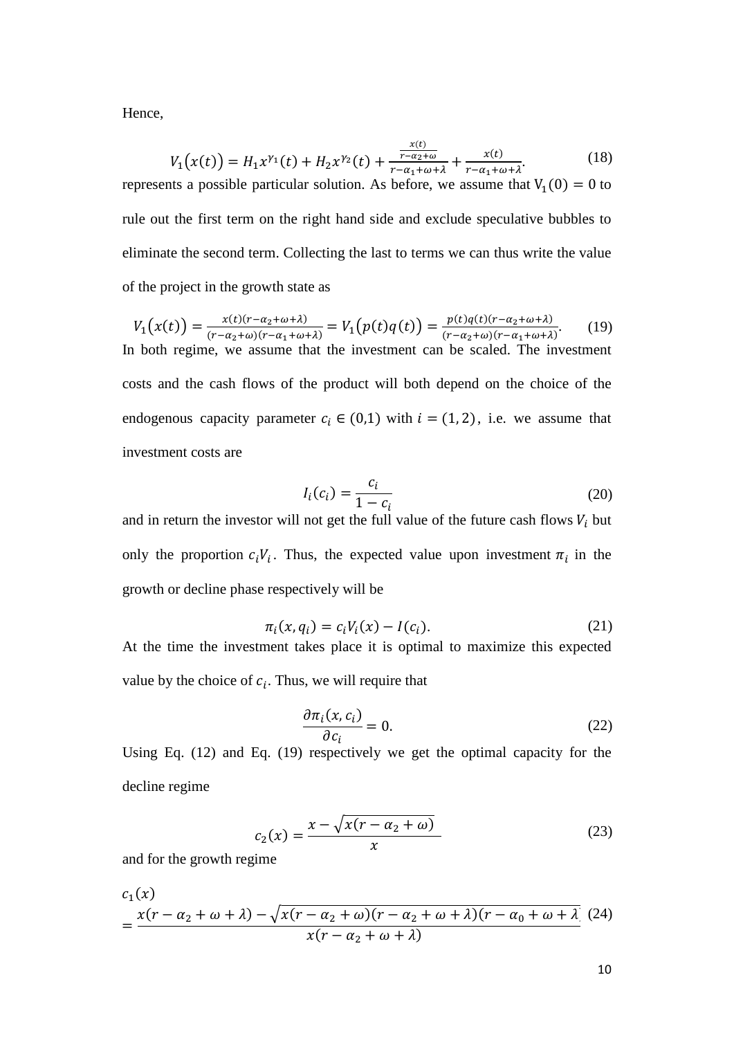Hence,

$$V_1(x(t)) = H_1 x^{\gamma_1}(t) + H_2 x^{\gamma_2}(t) + \frac{\frac{x(t)}{r-\alpha_2+\omega}}{r-\alpha_1+\omega+\lambda} + \frac{x(t)}{r-\alpha_1+\omega+\lambda}. \tag{18}$$

represents a possible particular solution. As before, we assume that $V_1(0) = 0$ to rule out the first term on the right hand side and exclude speculative bubbles to eliminate the second term. Collecting the last to terms we can thus write the value of the project in the growth state as

$$V_1(x(t)) = \frac{x(t)(r-\alpha_2+\omega+\lambda)}{(r-\alpha_2+\omega)(r-\alpha_1+\omega+\lambda)} = V_1(p(t)q(t)) = \frac{p(t)q(t)(r-\alpha_2+\omega+\lambda)}{(r-\alpha_2+\omega)(r-\alpha_1+\omega+\lambda)}. \tag{19}$$

In both regime, we assume that the investment can be scaled. The investment costs and the cash flows of the product will both depend on the choice of the endogenous capacity parameter $c_i \in (0,1)$ with $i = (1,2)$, i.e. we assume that investment costs are

$$I_i(c_i) = \frac{c_i}{1-c_i} \tag{20}$$

and in return the investor will not get the full value of the future cash flows $V_i$ but only the proportion $c_i V_i$. Thus, the expected value upon investment $\pi_i$ in the growth or decline phase respectively will be

$$\pi_i(x, q_i) = c_i V_i(x) - I(c_i). \tag{21}$$

At the time the investment takes place it is optimal to maximize this expected value by the choice of $c_i$. Thus, we will require that

$$\frac{\partial \pi_i(x, c_i)}{\partial c_i} = 0. \tag{22}$$

Using Eq. (12) and Eq. (19) respectively we get the optimal capacity for the decline regime

$$c_2(x) = \frac{x - \sqrt{x(r-\alpha_2+\omega)}}{x} \tag{23}$$

and for the growth regime

$$c_1(x) = \frac{x(r-\alpha_2+\omega+\lambda) - \sqrt{x(r-\alpha_2+\omega)(r-\alpha_2+\omega+\lambda)(r-\alpha_0+\omega+\lambda)}}{x(r-\alpha_2+\omega+\lambda)} \tag{24}$$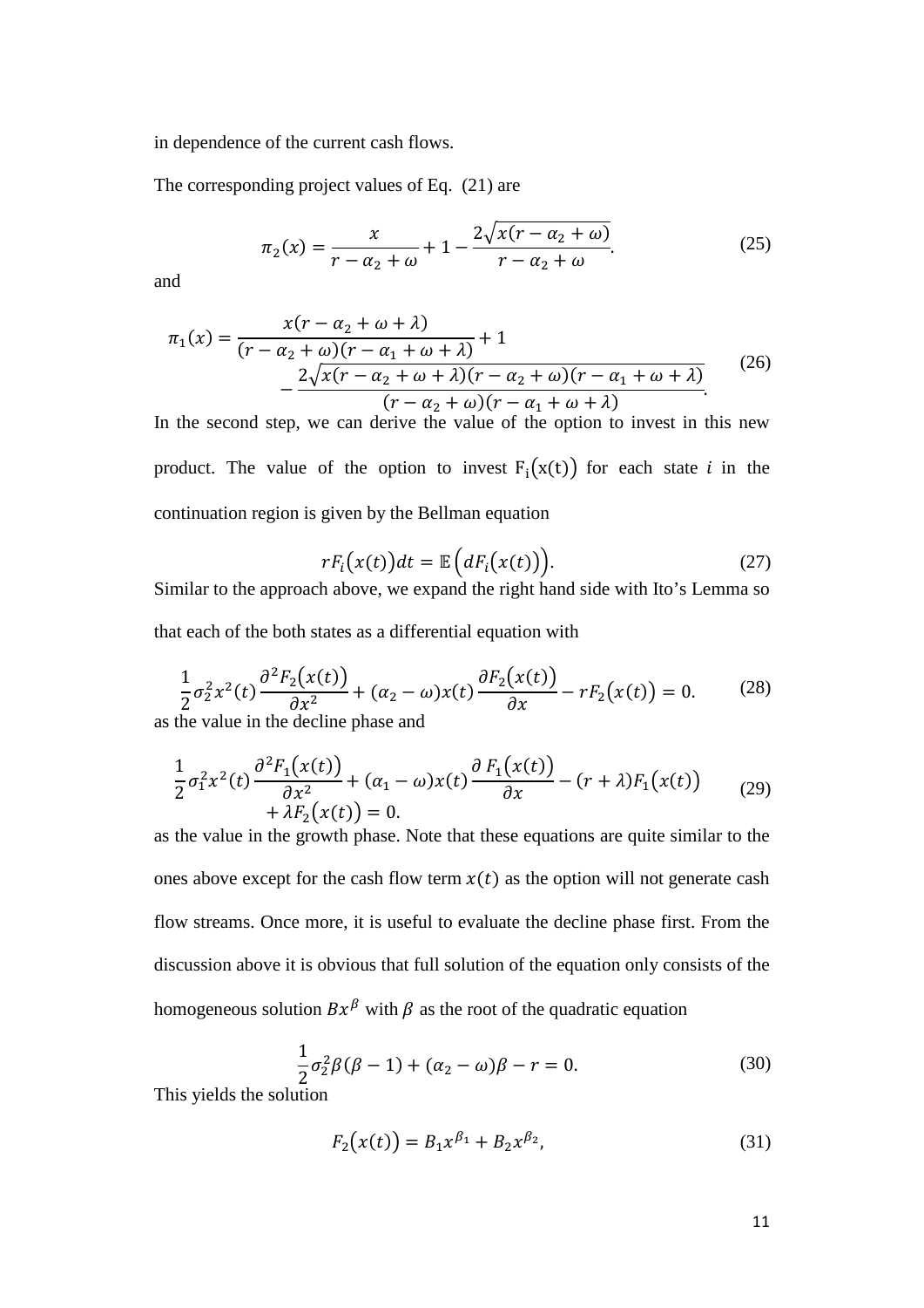in dependence of the current cash flows.

The corresponding project values of Eq. (21) are

$$\pi_2(x) = \frac{x}{r - \alpha_2 + \omega} + 1 - \frac{2\sqrt{x(r - \alpha_2 + \omega)}}{r - \alpha_2 + \omega}. \tag{25}$$

and

$$\pi_1(x) = \frac{x(r - \alpha_2 + \omega + \lambda)}{(r - \alpha_2 + \omega)(r - \alpha_1 + \omega + \lambda)} + 1 - \frac{2\sqrt{x(r - \alpha_2 + \omega + \lambda)(r - \alpha_2 + \omega)(r - \alpha_1 + \omega + \lambda)}}{(r - \alpha_2 + \omega)(r - \alpha_1 + \omega + \lambda)}. \tag{26}$$

In the second step, we can derive the value of the option to invest in this new product. The value of the option to invest $\mathrm{F_i}(\mathrm{x(t)})$ for each state $i$ in the continuation region is given by the Bellman equation

$$rF_i(x(t))dt = \mathbb{E}\left(dF_i(x(t))\right). \tag{27}$$

Similar to the approach above, we expand the right hand side with Ito's Lemma so that each of the both states as a differential equation with

$$\frac{1}{2}\sigma_2^2 x^2(t)\frac{\partial^2 F_2(x(t))}{\partial x^2} + (\alpha_2 - \omega)x(t)\frac{\partial F_2(x(t))}{\partial x} - rF_2(x(t)) = 0. \tag{28}$$

as the value in the decline phase and

$$\frac{1}{2}\sigma_1^2 x^2(t)\frac{\partial^2 F_1(x(t))}{\partial x^2} + (\alpha_1 - \omega)x(t)\frac{\partial F_1(x(t))}{\partial x} - (r + \lambda)F_1(x(t)) + \lambda F_2(x(t)) = 0. \tag{29}$$

as the value in the growth phase. Note that these equations are quite similar to the ones above except for the cash flow term $x(t)$ as the option will not generate cash flow streams. Once more, it is useful to evaluate the decline phase first. From the discussion above it is obvious that full solution of the equation only consists of the homogeneous solution $Bx^{\beta}$ with $\beta$ as the root of the quadratic equation

$$\frac{1}{2}\sigma_2^2\beta(\beta - 1) + (\alpha_2 - \omega)\beta - r = 0. \tag{30}$$

This yields the solution

$$F_2(x(t)) = B_1 x^{\beta_1} + B_2 x^{\beta_2}, \tag{31}$$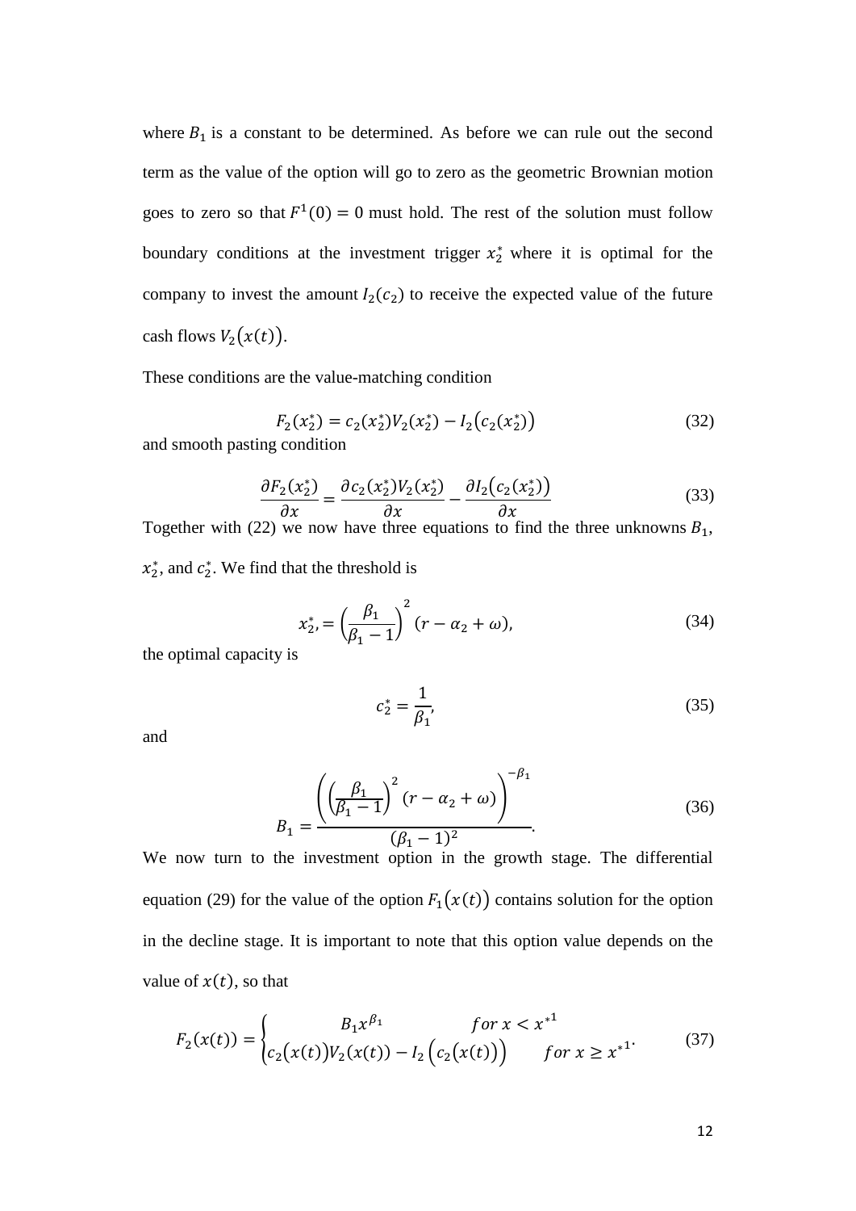where $B_1$ is a constant to be determined. As before we can rule out the second term as the value of the option will go to zero as the geometric Brownian motion goes to zero so that $F^1(0) = 0$ must hold. The rest of the solution must follow boundary conditions at the investment trigger $x_2^*$ where it is optimal for the company to invest the amount $I_2(c_2)$ to receive the expected value of the future cash flows $V_2\big(x(t)\big)$.

These conditions are the value-matching condition

$$F_2(x_2^*) = c_2(x_2^*)V_2(x_2^*) - I_2\big(c_2(x_2^*)\big) \tag{32}$$

and smooth pasting condition

$$\frac{\partial F_2(x_2^*)}{\partial x} = \frac{\partial c_2(x_2^*)V_2(x_2^*)}{\partial x} - \frac{\partial I_2\big(c_2(x_2^*)\big)}{\partial x} \tag{33}$$

Together with (22) we now have three equations to find the three unknowns $B_1$, $x_2^*$, and $c_2^*$. We find that the threshold is

$$x_2^*, = \left(\frac{\beta_1}{\beta_1 - 1}\right)^2 (r - \alpha_2 + \omega), \tag{34}$$

the optimal capacity is

$$c_2^* = \frac{1}{\beta_1}, \tag{35}$$

and

$$B_1 = \frac{\left(\left(\frac{\beta_1}{\beta_1 - 1}\right)^2 (r - \alpha_2 + \omega)\right)^{-\beta_1}}{(\beta_1 - 1)^2}. \tag{36}$$

We now turn to the investment option in the growth stage. The differential equation (29) for the value of the option $F_1\big(x(t)\big)$ contains solution for the option in the decline stage. It is important to note that this option value depends on the value of $x(t)$, so that

$$F_2(x(t)) = \begin{cases} B_1 x^{\beta_1} & for\ x < x^{*1} \\ c_2\big(x(t)\big)V_2(x(t)) - I_2\Big(c_2\big(x(t)\big)\Big) & for\ x \geq x^{*1}. \end{cases} \tag{37}$$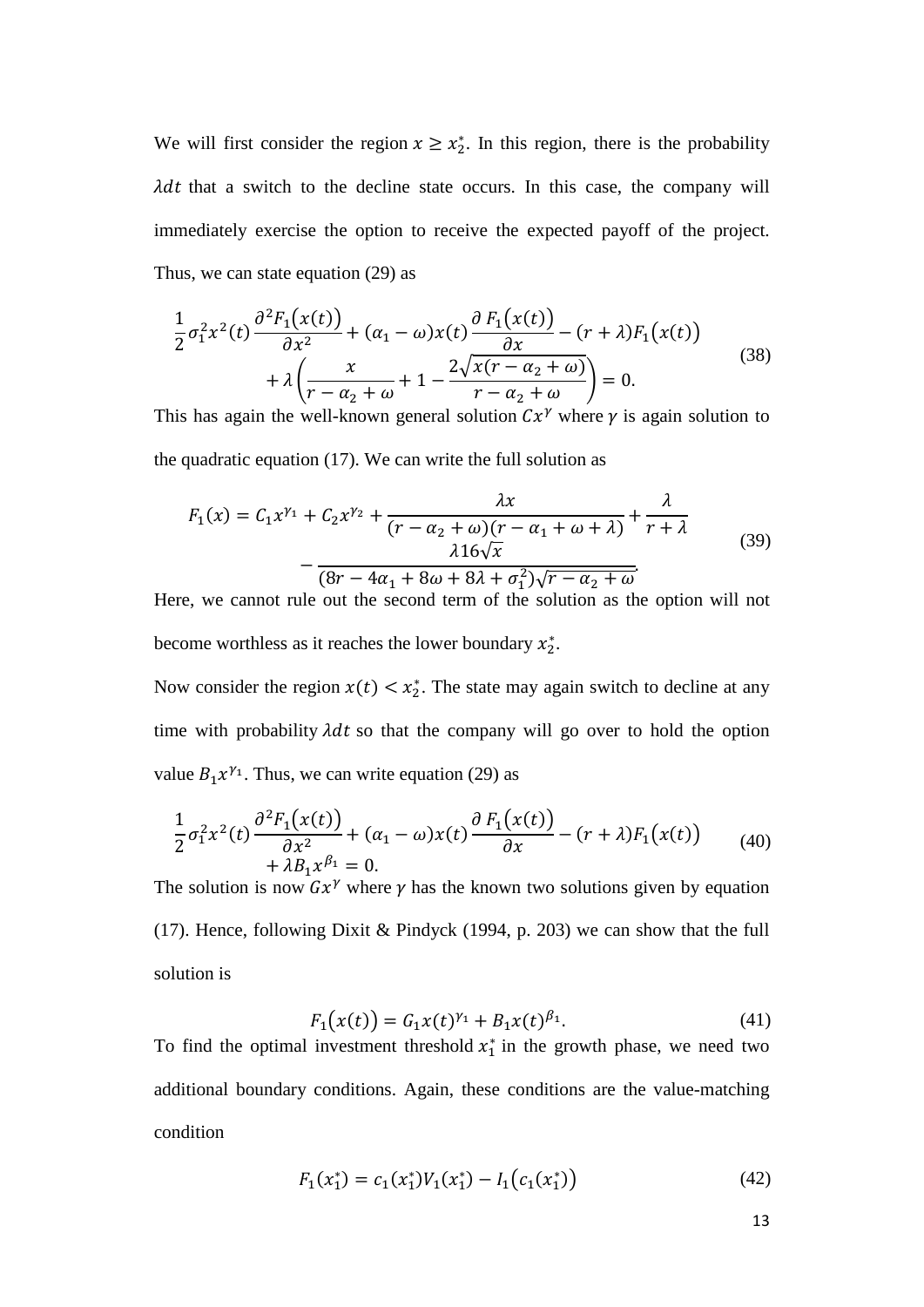We will first consider the region $x \geq x_2^*$. In this region, there is the probability $\lambda dt$ that a switch to the decline state occurs. In this case, the company will immediately exercise the option to receive the expected payoff of the project. Thus, we can state equation (29) as

$$\frac{1}{2}\sigma_1^2 x^2(t)\frac{\partial^2 F_1(x(t))}{\partial x^2} + (\alpha_1 - \omega)x(t)\frac{\partial F_1(x(t))}{\partial x} - (r+\lambda)F_1(x(t)) + \lambda\left(\frac{x}{r-\alpha_2+\omega} + 1 - \frac{2\sqrt{x(r-\alpha_2+\omega)}}{r-\alpha_2+\omega}\right) = 0. \tag{38}$$

This has again the well-known general solution $Cx^{\gamma}$ where $\gamma$ is again solution to the quadratic equation (17). We can write the full solution as

$$F_1(x) = C_1 x^{\gamma_1} + C_2 x^{\gamma_2} + \frac{\lambda x}{(r-\alpha_2+\omega)(r-\alpha_1+\omega+\lambda)} + \frac{\lambda}{r+\lambda} - \frac{\lambda 16\sqrt{x}}{(8r-4\alpha_1+8\omega+8\lambda+\sigma_1^2)\sqrt{r-\alpha_2+\omega}}. \tag{39}$$

Here, we cannot rule out the second term of the solution as the option will not become worthless as it reaches the lower boundary $x_2^*$.

Now consider the region $x(t) < x_2^*$. The state may again switch to decline at any time with probability $\lambda dt$ so that the company will go over to hold the option value $B_1 x^{\gamma_1}$. Thus, we can write equation (29) as

$$\frac{1}{2}\sigma_1^2 x^2(t)\frac{\partial^2 F_1(x(t))}{\partial x^2} + (\alpha_1 - \omega)x(t)\frac{\partial F_1(x(t))}{\partial x} - (r+\lambda)F_1(x(t)) + \lambda B_1 x^{\beta_1} = 0. \tag{40}$$

The solution is now $Gx^{\gamma}$ where $\gamma$ has the known two solutions given by equation (17). Hence, following Dixit & Pindyck (1994, p. 203) we can show that the full solution is

$$F_1(x(t)) = G_1 x(t)^{\gamma_1} + B_1 x(t)^{\beta_1}. \tag{41}$$

To find the optimal investment threshold $x_1^*$ in the growth phase, we need two additional boundary conditions. Again, these conditions are the value-matching condition

$$F_1(x_1^*) = c_1(x_1^*)V_1(x_1^*) - I_1(c_1(x_1^*)) \tag{42}$$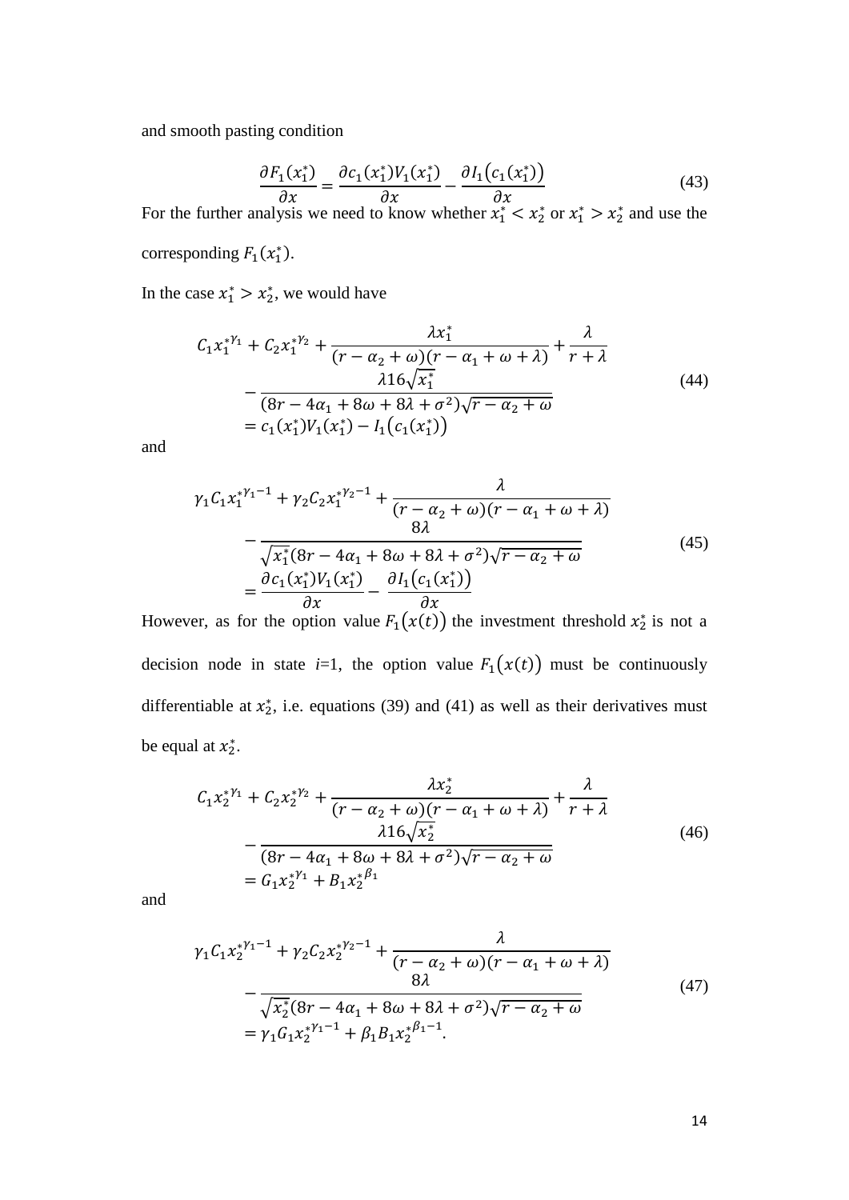and smooth pasting condition

$$\frac{\partial F_1(x_1^*)}{\partial x} = \frac{\partial c_1(x_1^*)V_1(x_1^*)}{\partial x} - \frac{\partial I_1\big(c_1(x_1^*)\big)}{\partial x} \tag{43}$$

For the further analysis we need to know whether $x_1^* < x_2^*$ or $x_1^* > x_2^*$ and use the corresponding $F_1(x_1^*)$.

In the case $x_1^* > x_2^*$, we would have

$$\begin{aligned} C_1 x_1^{*\gamma_1} + C_2 x_1^{*\gamma_2} &+ \frac{\lambda x_1^*}{(r-\alpha_2+\omega)(r-\alpha_1+\omega+\lambda)} + \frac{\lambda}{r+\lambda} \\ &- \frac{\lambda 16\sqrt{x_1^*}}{(8r-4\alpha_1+8\omega+8\lambda+\sigma^2)\sqrt{r-\alpha_2+\omega}} \\ &= c_1(x_1^*)V_1(x_1^*) - I_1\big(c_1(x_1^*)\big) \end{aligned} \tag{44}$$

and

$$\begin{aligned} \gamma_1 C_1 x_1^{*\gamma_1-1} + \gamma_2 C_2 x_1^{*\gamma_2-1} &+ \frac{\lambda}{(r-\alpha_2+\omega)(r-\alpha_1+\omega+\lambda)} \\ &- \frac{8\lambda}{\sqrt{x_1^*}(8r-4\alpha_1+8\omega+8\lambda+\sigma^2)\sqrt{r-\alpha_2+\omega}} \\ &= \frac{\partial c_1(x_1^*)V_1(x_1^*)}{\partial x} - \frac{\partial I_1\big(c_1(x_1^*)\big)}{\partial x} \end{aligned} \tag{45}$$

However, as for the option value $F_1\big(x(t)\big)$ the investment threshold $x_2^*$ is not a decision node in state $i$=1, the option value $F_1\big(x(t)\big)$ must be continuously differentiable at $x_2^*$, i.e. equations (39) and (41) as well as their derivatives must be equal at $x_2^*$.

$$\begin{aligned} C_1 x_2^{*\gamma_1} + C_2 x_2^{*\gamma_2} &+ \frac{\lambda x_2^*}{(r-\alpha_2+\omega)(r-\alpha_1+\omega+\lambda)} + \frac{\lambda}{r+\lambda} \\ &- \frac{\lambda 16\sqrt{x_2^*}}{(8r-4\alpha_1+8\omega+8\lambda+\sigma^2)\sqrt{r-\alpha_2+\omega}} \\ &= G_1 x_2^{*\gamma_1} + B_1 x_2^{*\beta_1} \end{aligned} \tag{46}$$

and

$$\begin{aligned} \gamma_1 C_1 x_2^{*\gamma_1-1} + \gamma_2 C_2 x_2^{*\gamma_2-1} &+ \frac{\lambda}{(r-\alpha_2+\omega)(r-\alpha_1+\omega+\lambda)} \\ &- \frac{8\lambda}{\sqrt{x_2^*}(8r-4\alpha_1+8\omega+8\lambda+\sigma^2)\sqrt{r-\alpha_2+\omega}} \\ &= \gamma_1 G_1 x_2^{*\gamma_1-1} + \beta_1 B_1 x_2^{*\beta_1-1}. \end{aligned} \tag{47}$$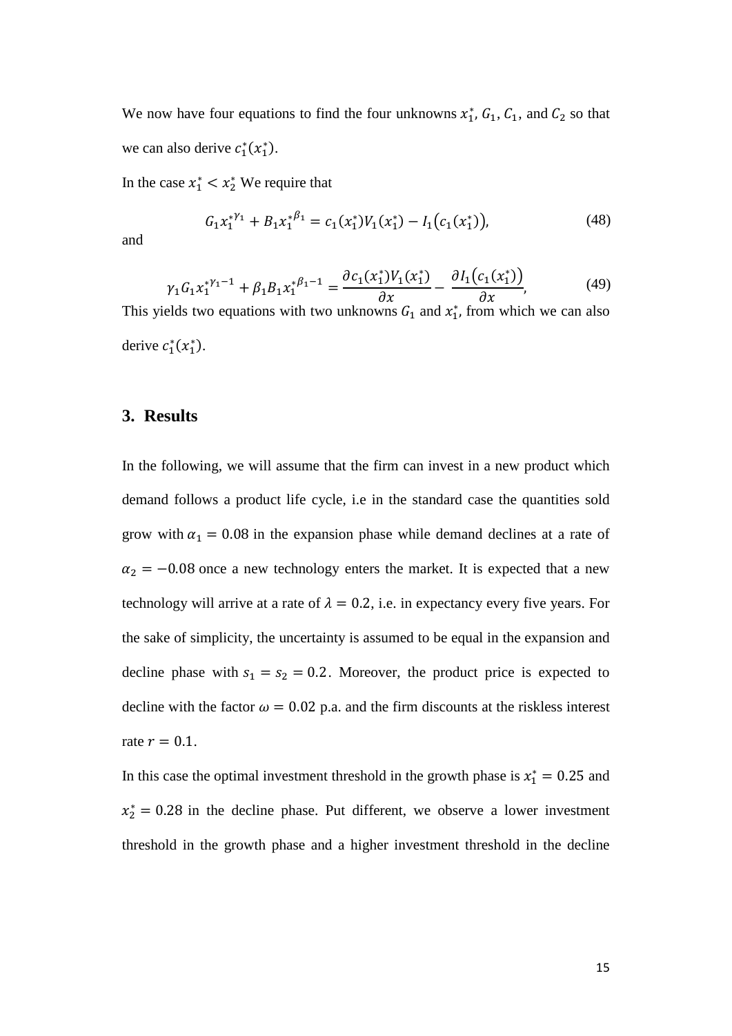We now have four equations to find the four unknowns $x_1^*$, $G_1$, $C_1$, and $C_2$ so that we can also derive $c_1^*(x_1^*)$.

In the case $x_1^* < x_2^*$ We require that

$$G_1 x_1^{*\gamma_1} + B_1 x_1^{*\beta_1} = c_1(x_1^*)V_1(x_1^*) - I_1\big(c_1(x_1^*)\big), \tag{48}$$

and

$$\gamma_1 G_1 x_1^{*\gamma_1 - 1} + \beta_1 B_1 x_1^{*\beta_1 - 1} = \frac{\partial c_1(x_1^*)V_1(x_1^*)}{\partial x} - \frac{\partial I_1\big(c_1(x_1^*)\big)}{\partial x}, \tag{49}$$

This yields two equations with two unknowns $G_1$ and $x_1^*$, from which we can also derive $c_1^*(x_1^*)$.

## 3. Results

In the following, we will assume that the firm can invest in a new product which demand follows a product life cycle, i.e in the standard case the quantities sold grow with $\alpha_1 = 0.08$ in the expansion phase while demand declines at a rate of $\alpha_2 = -0.08$ once a new technology enters the market. It is expected that a new technology will arrive at a rate of $\lambda = 0.2$, i.e. in expectancy every five years. For the sake of simplicity, the uncertainty is assumed to be equal in the expansion and decline phase with $s_1 = s_2 = 0.2$. Moreover, the product price is expected to decline with the factor $\omega = 0.02$ p.a. and the firm discounts at the riskless interest rate $r = 0.1$.

In this case the optimal investment threshold in the growth phase is $x_1^* = 0.25$ and $x_2^* = 0.28$ in the decline phase. Put different, we observe a lower investment threshold in the growth phase and a higher investment threshold in the decline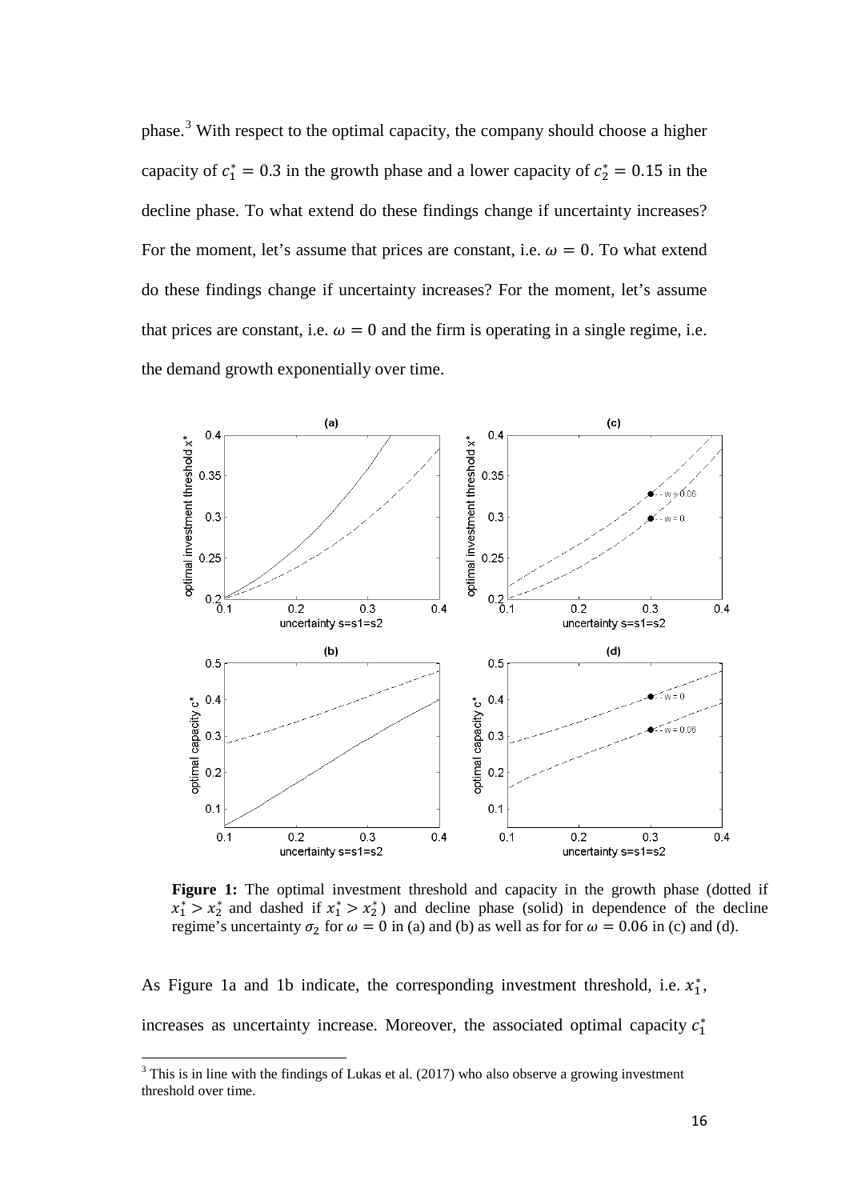phase.[3] With respect to the optimal capacity, the company should choose a higher capacity of $c_1^* = 0.3$ in the growth phase and a lower capacity of $c_2^* = 0.15$ in the decline phase. To what extend do these findings change if uncertainty increases? For the moment, let's assume that prices are constant, i.e. $\omega = 0$. To what extend do these findings change if uncertainty increases? For the moment, let's assume that prices are constant, i.e. $\omega = 0$ and the firm is operating in a single regime, i.e. the demand growth exponentially over time.

**Figure 1:** The optimal investment threshold and capacity in the growth phase (dotted if $x_1^* > x_2^*$ and dashed if $x_1^* > x_2^*$) and decline phase (solid) in dependence of the decline regime's uncertainty $\sigma_2$ for $\omega = 0$ in (a) and (b) as well as for for $\omega = 0.06$ in (c) and (d).

As Figure 1a and 1b indicate, the corresponding investment threshold, i.e. $x_1^*$, increases as uncertainty increase. Moreover, the associated optimal capacity $c_1^*$

[3] This is in line with the findings of Lukas et al. (2017) who also observe a growing investment threshold over time.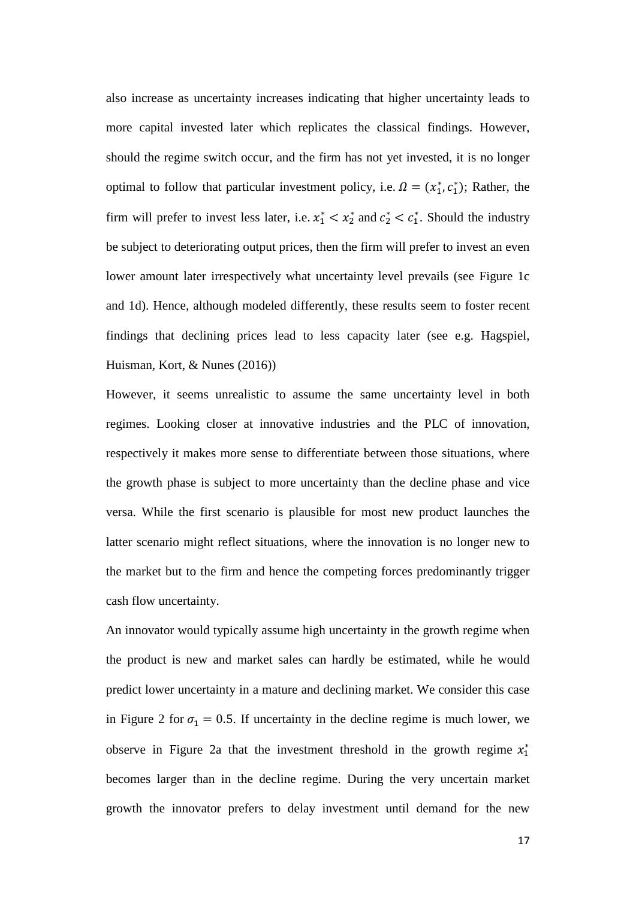also increase as uncertainty increases indicating that higher uncertainty leads to more capital invested later which replicates the classical findings. However, should the regime switch occur, and the firm has not yet invested, it is no longer optimal to follow that particular investment policy, i.e. $\Omega = (x_1^*, c_1^*)$; Rather, the firm will prefer to invest less later, i.e. $x_1^* < x_2^*$ and $c_2^* < c_1^*$. Should the industry be subject to deteriorating output prices, then the firm will prefer to invest an even lower amount later irrespectively what uncertainty level prevails (see Figure 1c and 1d). Hence, although modeled differently, these results seem to foster recent findings that declining prices lead to less capacity later (see e.g. Hagspiel, Huisman, Kort, & Nunes (2016))

However, it seems unrealistic to assume the same uncertainty level in both regimes. Looking closer at innovative industries and the PLC of innovation, respectively it makes more sense to differentiate between those situations, where the growth phase is subject to more uncertainty than the decline phase and vice versa. While the first scenario is plausible for most new product launches the latter scenario might reflect situations, where the innovation is no longer new to the market but to the firm and hence the competing forces predominantly trigger cash flow uncertainty.

An innovator would typically assume high uncertainty in the growth regime when the product is new and market sales can hardly be estimated, while he would predict lower uncertainty in a mature and declining market. We consider this case in Figure 2 for $\sigma_1 = 0.5$. If uncertainty in the decline regime is much lower, we observe in Figure 2a that the investment threshold in the growth regime $x_1^*$ becomes larger than in the decline regime. During the very uncertain market growth the innovator prefers to delay investment until demand for the new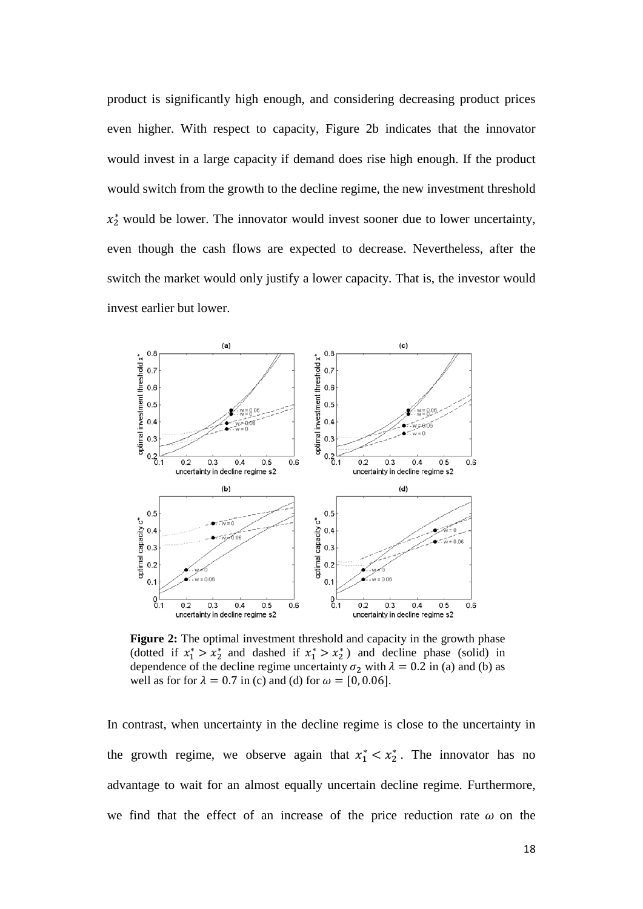product is significantly high enough, and considering decreasing product prices even higher. With respect to capacity, Figure 2b indicates that the innovator would invest in a large capacity if demand does rise high enough. If the product would switch from the growth to the decline regime, the new investment threshold $x_2^*$ would be lower. The innovator would invest sooner due to lower uncertainty, even though the cash flows are expected to decrease. Nevertheless, after the switch the market would only justify a lower capacity. That is, the investor would invest earlier but lower.

**Figure 2:** The optimal investment threshold and capacity in the growth phase (dotted if $x_1^* > x_2^*$ and dashed if $x_1^* > x_2^*$) and decline phase (solid) in dependence of the decline regime uncertainty $\sigma_2$ with $\lambda = 0.2$ in (a) and (b) as well as for for $\lambda = 0.7$ in (c) and (d) for $\omega = [0, 0.06]$.

In contrast, when uncertainty in the decline regime is close to the uncertainty in the growth regime, we observe again that $x_1^* < x_2^*$. The innovator has no advantage to wait for an almost equally uncertain decline regime. Furthermore, we find that the effect of an increase of the price reduction rate $\omega$ on the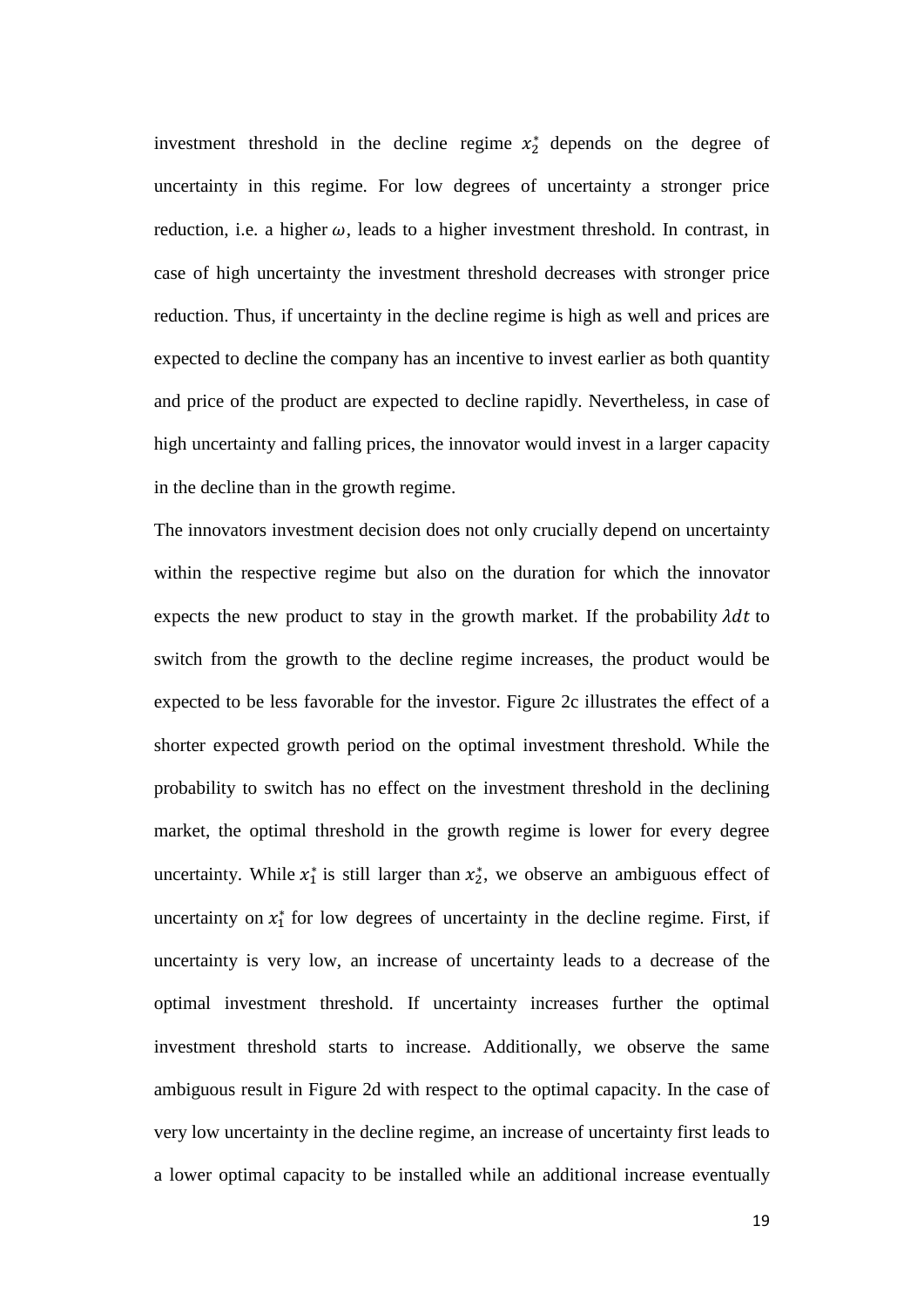investment threshold in the decline regime $x_2^*$ depends on the degree of uncertainty in this regime. For low degrees of uncertainty a stronger price reduction, i.e. a higher $\omega$, leads to a higher investment threshold. In contrast, in case of high uncertainty the investment threshold decreases with stronger price reduction. Thus, if uncertainty in the decline regime is high as well and prices are expected to decline the company has an incentive to invest earlier as both quantity and price of the product are expected to decline rapidly. Nevertheless, in case of high uncertainty and falling prices, the innovator would invest in a larger capacity in the decline than in the growth regime.

The innovators investment decision does not only crucially depend on uncertainty within the respective regime but also on the duration for which the innovator expects the new product to stay in the growth market. If the probability $\lambda dt$ to switch from the growth to the decline regime increases, the product would be expected to be less favorable for the investor. Figure 2c illustrates the effect of a shorter expected growth period on the optimal investment threshold. While the probability to switch has no effect on the investment threshold in the declining market, the optimal threshold in the growth regime is lower for every degree uncertainty. While $x_1^*$ is still larger than $x_2^*$, we observe an ambiguous effect of uncertainty on $x_1^*$ for low degrees of uncertainty in the decline regime. First, if uncertainty is very low, an increase of uncertainty leads to a decrease of the optimal investment threshold. If uncertainty increases further the optimal investment threshold starts to increase. Additionally, we observe the same ambiguous result in Figure 2d with respect to the optimal capacity. In the case of very low uncertainty in the decline regime, an increase of uncertainty first leads to a lower optimal capacity to be installed while an additional increase eventually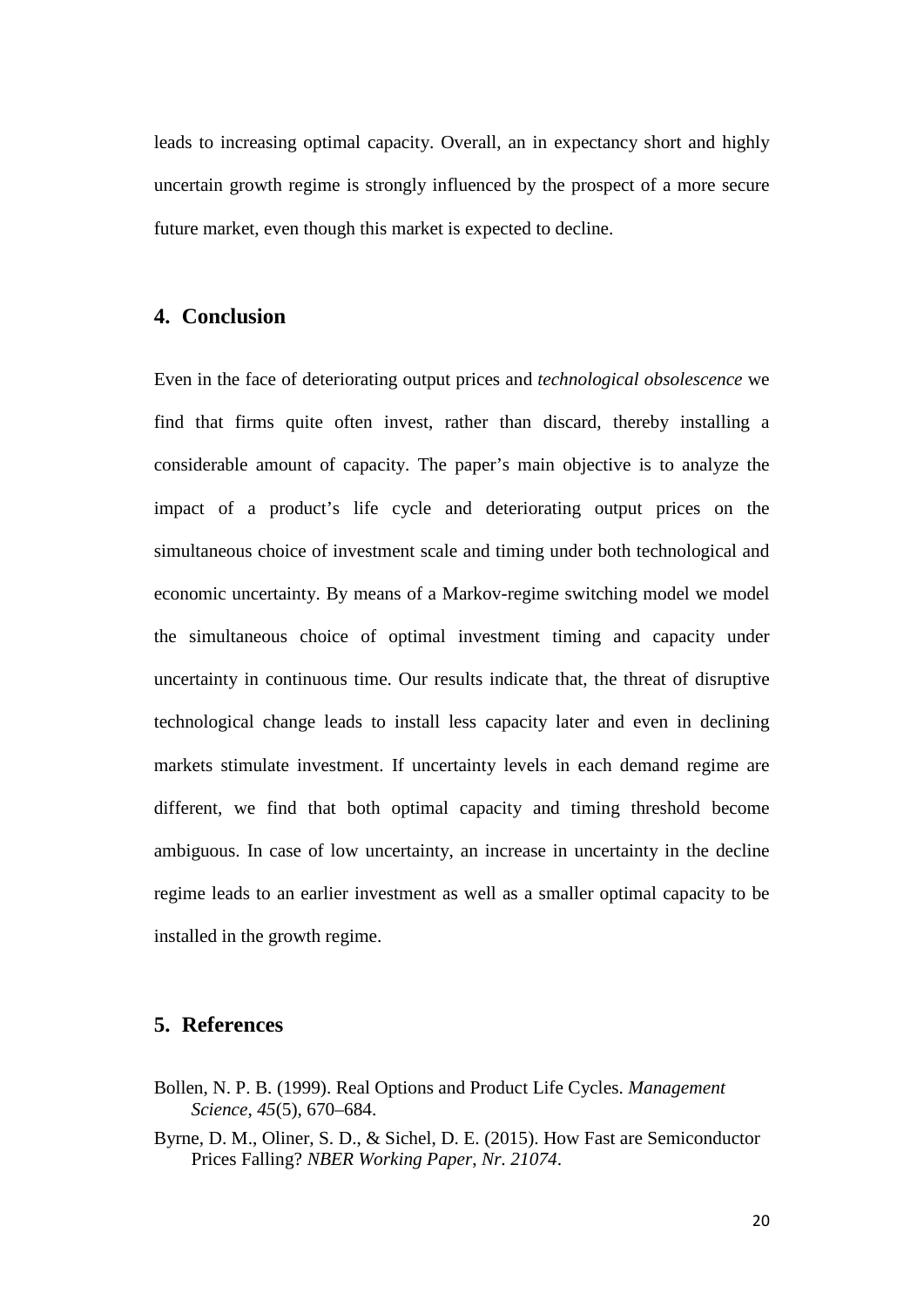leads to increasing optimal capacity. Overall, an in expectancy short and highly uncertain growth regime is strongly influenced by the prospect of a more secure future market, even though this market is expected to decline.

## 4. Conclusion

Even in the face of deteriorating output prices and *technological obsolescence* we find that firms quite often invest, rather than discard, thereby installing a considerable amount of capacity. The paper's main objective is to analyze the impact of a product's life cycle and deteriorating output prices on the simultaneous choice of investment scale and timing under both technological and economic uncertainty. By means of a Markov-regime switching model we model the simultaneous choice of optimal investment timing and capacity under uncertainty in continuous time. Our results indicate that, the threat of disruptive technological change leads to install less capacity later and even in declining markets stimulate investment. If uncertainty levels in each demand regime are different, we find that both optimal capacity and timing threshold become ambiguous. In case of low uncertainty, an increase in uncertainty in the decline regime leads to an earlier investment as well as a smaller optimal capacity to be installed in the growth regime.

## 5. References

Bollen, N. P. B. (1999). Real Options and Product Life Cycles. *Management Science*, *45*(5), 670–684.

Byrne, D. M., Oliner, S. D., & Sichel, D. E. (2015). How Fast are Semiconductor Prices Falling? *NBER Working Paper*, *Nr. 21074*.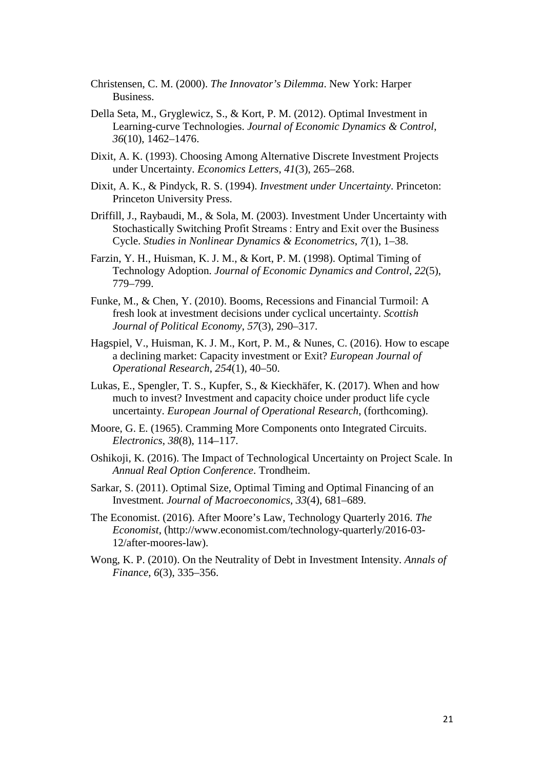Christensen, C. M. (2000). *The Innovator's Dilemma*. New York: Harper Business.

Della Seta, M., Gryglewicz, S., & Kort, P. M. (2012). Optimal Investment in Learning-curve Technologies. *Journal of Economic Dynamics & Control*, *36*(10), 1462–1476.

Dixit, A. K. (1993). Choosing Among Alternative Discrete Investment Projects under Uncertainty. *Economics Letters*, *41*(3), 265–268.

Dixit, A. K., & Pindyck, R. S. (1994). *Investment under Uncertainty*. Princeton: Princeton University Press.

Driffill, J., Raybaudi, M., & Sola, M. (2003). Investment Under Uncertainty with Stochastically Switching Profit Streams : Entry and Exit over the Business Cycle. *Studies in Nonlinear Dynamics & Econometrics*, *7*(1), 1–38.

Farzin, Y. H., Huisman, K. J. M., & Kort, P. M. (1998). Optimal Timing of Technology Adoption. *Journal of Economic Dynamics and Control*, *22*(5), 779–799.

Funke, M., & Chen, Y. (2010). Booms, Recessions and Financial Turmoil: A fresh look at investment decisions under cyclical uncertainty. *Scottish Journal of Political Economy*, *57*(3), 290–317.

Hagspiel, V., Huisman, K. J. M., Kort, P. M., & Nunes, C. (2016). How to escape a declining market: Capacity investment or Exit? *European Journal of Operational Research*, *254*(1), 40–50.

Lukas, E., Spengler, T. S., Kupfer, S., & Kieckhäfer, K. (2017). When and how much to invest? Investment and capacity choice under product life cycle uncertainty. *European Journal of Operational Research*, (forthcoming).

Moore, G. E. (1965). Cramming More Components onto Integrated Circuits. *Electronics*, *38*(8), 114–117.

Oshikoji, K. (2016). The Impact of Technological Uncertainty on Project Scale. In *Annual Real Option Conference*. Trondheim.

Sarkar, S. (2011). Optimal Size, Optimal Timing and Optimal Financing of an Investment. *Journal of Macroeconomics*, *33*(4), 681–689.

The Economist. (2016). After Moore's Law, Technology Quarterly 2016. *The Economist*, (http://www.economist.com/technology-quarterly/2016-03-12/after-moores-law).

Wong, K. P. (2010). On the Neutrality of Debt in Investment Intensity. *Annals of Finance*, *6*(3), 335–356.